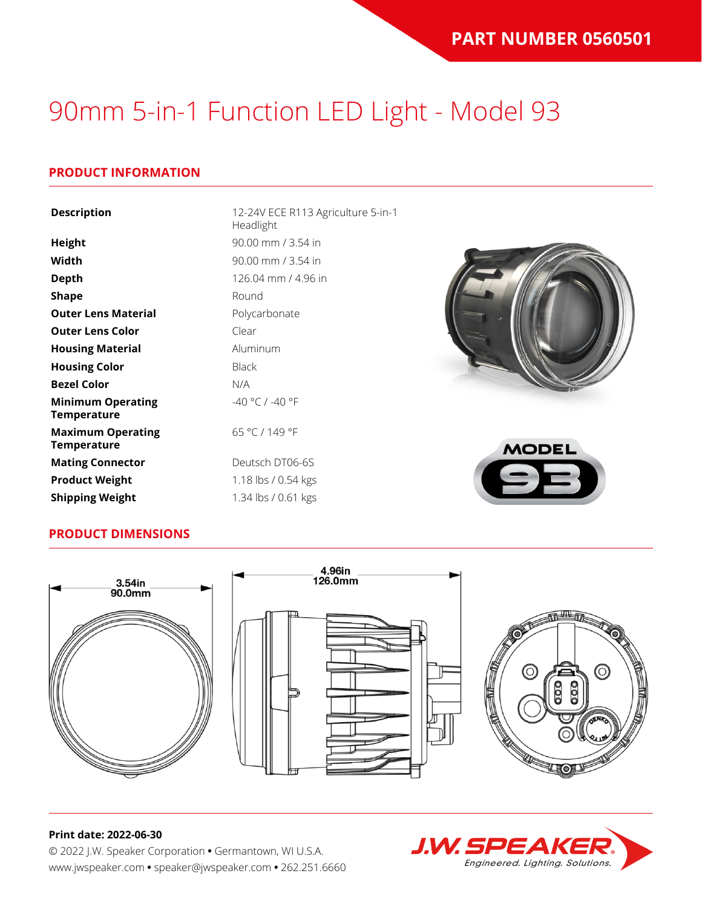**PART NUMBER 0560501**

# 90mm 5-in-1 Function LED Light - Model 93

## PRODUCT INFORMATION

| | |
|---|---|
| **Description** | 12-24V ECE R113 Agriculture 5-in-1 Headlight |
| **Height** | 90.00 mm / 3.54 in |
| **Width** | 90.00 mm / 3.54 in |
| **Depth** | 126.04 mm / 4.96 in |
| **Shape** | Round |
| **Outer Lens Material** | Polycarbonate |
| **Outer Lens Color** | Clear |
| **Housing Material** | Aluminum |
| **Housing Color** | Black |
| **Bezel Color** | N/A |
| **Minimum Operating Temperature** | -40 °C / -40 °F |
| **Maximum Operating Temperature** | 65 °C / 149 °F |
| **Mating Connector** | Deutsch DT06-6S |
| **Product Weight** | 1.18 lbs / 0.54 kgs |
| **Shipping Weight** | 1.34 lbs / 0.61 kgs |

## PRODUCT DIMENSIONS

3.54in
90.0mm

4.96in
126.0mm

**Print date: 2022-06-30**

© 2022 J.W. Speaker Corporation • Germantown, WI U.S.A.
www.jwspeaker.com • speaker@jwspeaker.com • 262.251.6660

J.W. SPEAKER
*Engineered. Lighting. Solutions.*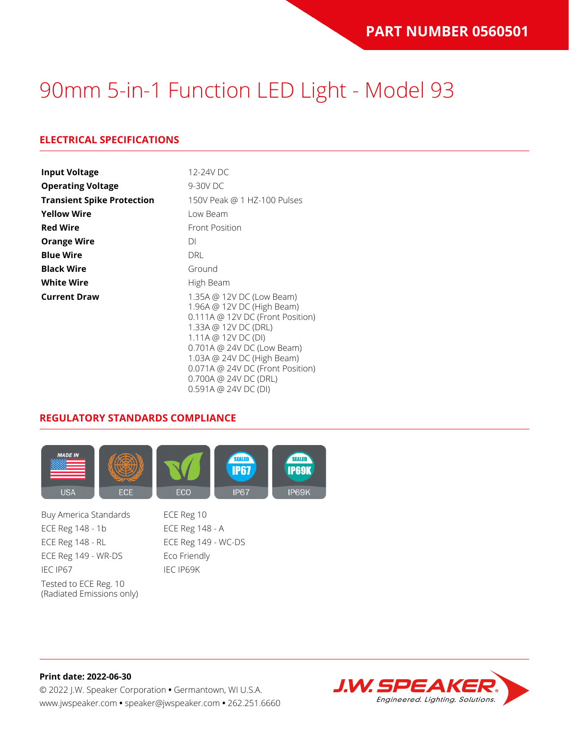PART NUMBER 0560501

# 90mm 5-in-1 Function LED Light - Model 93

## ELECTRICAL SPECIFICATIONS

| | |
|---|---|
| **Input Voltage** | 12-24V DC |
| **Operating Voltage** | 9-30V DC |
| **Transient Spike Protection** | 150V Peak @ 1 HZ-100 Pulses |
| **Yellow Wire** | Low Beam |
| **Red Wire** | Front Position |
| **Orange Wire** | DI |
| **Blue Wire** | DRL |
| **Black Wire** | Ground |
| **White Wire** | High Beam |
| **Current Draw** | 1.35A @ 12V DC (Low Beam)<br>1.96A @ 12V DC (High Beam)<br>0.111A @ 12V DC (Front Position)<br>1.33A @ 12V DC (DRL)<br>1.11A @ 12V DC (DI)<br>0.701A @ 24V DC (Low Beam)<br>1.03A @ 24V DC (High Beam)<br>0.071A @ 24V DC (Front Position)<br>0.700A @ 24V DC (DRL)<br>0.591A @ 24V DC (DI) |

## REGULATORY STANDARDS COMPLIANCE

USA | ECE | ECO | IP67 | IP69K

- Buy America Standards
- ECE Reg 10
- ECE Reg 148 - 1b
- ECE Reg 148 - A
- ECE Reg 148 - RL
- ECE Reg 149 - WC-DS
- ECE Reg 149 - WR-DS
- Eco Friendly
- IEC IP67
- IEC IP69K
- Tested to ECE Reg. 10 (Radiated Emissions only)

**Print date: 2022-06-30**

© 2022 J.W. Speaker Corporation • Germantown, WI U.S.A.
www.jwspeaker.com • speaker@jwspeaker.com • 262.251.6660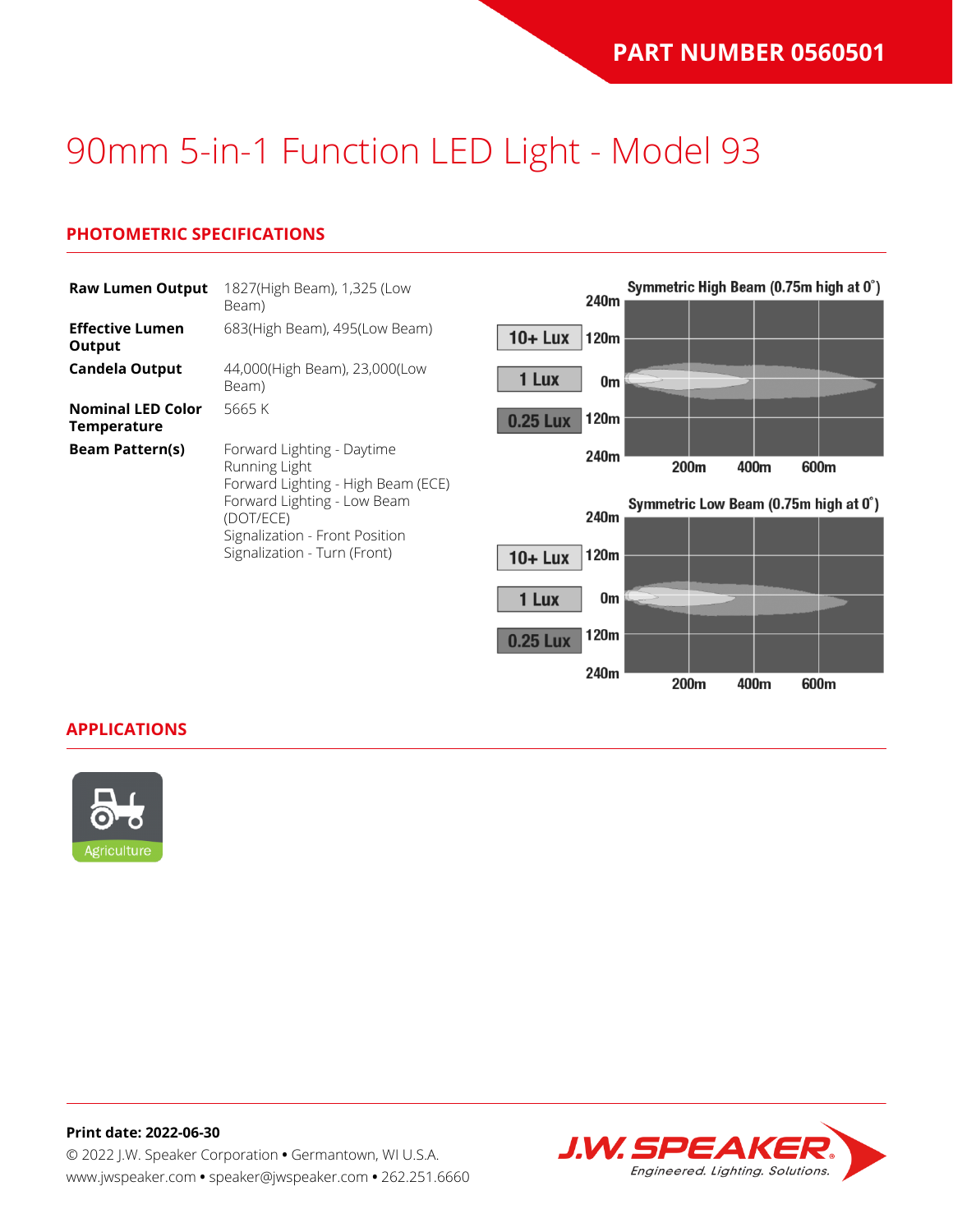**PART NUMBER 0560501**

# 90mm 5-in-1 Function LED Light - Model 93

## PHOTOMETRIC SPECIFICATIONS

| | |
|---|---|
| **Raw Lumen Output** | 1827(High Beam), 1,325 (Low Beam) |
| **Effective Lumen Output** | 683(High Beam), 495(Low Beam) |
| **Candela Output** | 44,000(High Beam), 23,000(Low Beam) |
| **Nominal LED Color Temperature** | 5665 K |
| **Beam Pattern(s)** | Forward Lighting - Daytime Running Light<br>Forward Lighting - High Beam (ECE)<br>Forward Lighting - Low Beam (DOT/ECE)<br>Signalization - Front Position<br>Signalization - Turn (Front) |

Symmetric High Beam (0.75m high at 0˚)

10+ Lux | 1 Lux | 0.25 Lux

240m, 120m, 0m, 120m, 240m — 200m, 400m, 600m

Symmetric Low Beam (0.75m high at 0˚)

10+ Lux | 1 Lux | 0.25 Lux

240m, 120m, 0m, 120m, 240m — 200m, 400m, 600m

## APPLICATIONS

Agriculture

**Print date: 2022-06-30**

© 2022 J.W. Speaker Corporation • Germantown, WI U.S.A.
www.jwspeaker.com • speaker@jwspeaker.com • 262.251.6660

J.W. SPEAKER
*Engineered. Lighting. Solutions.*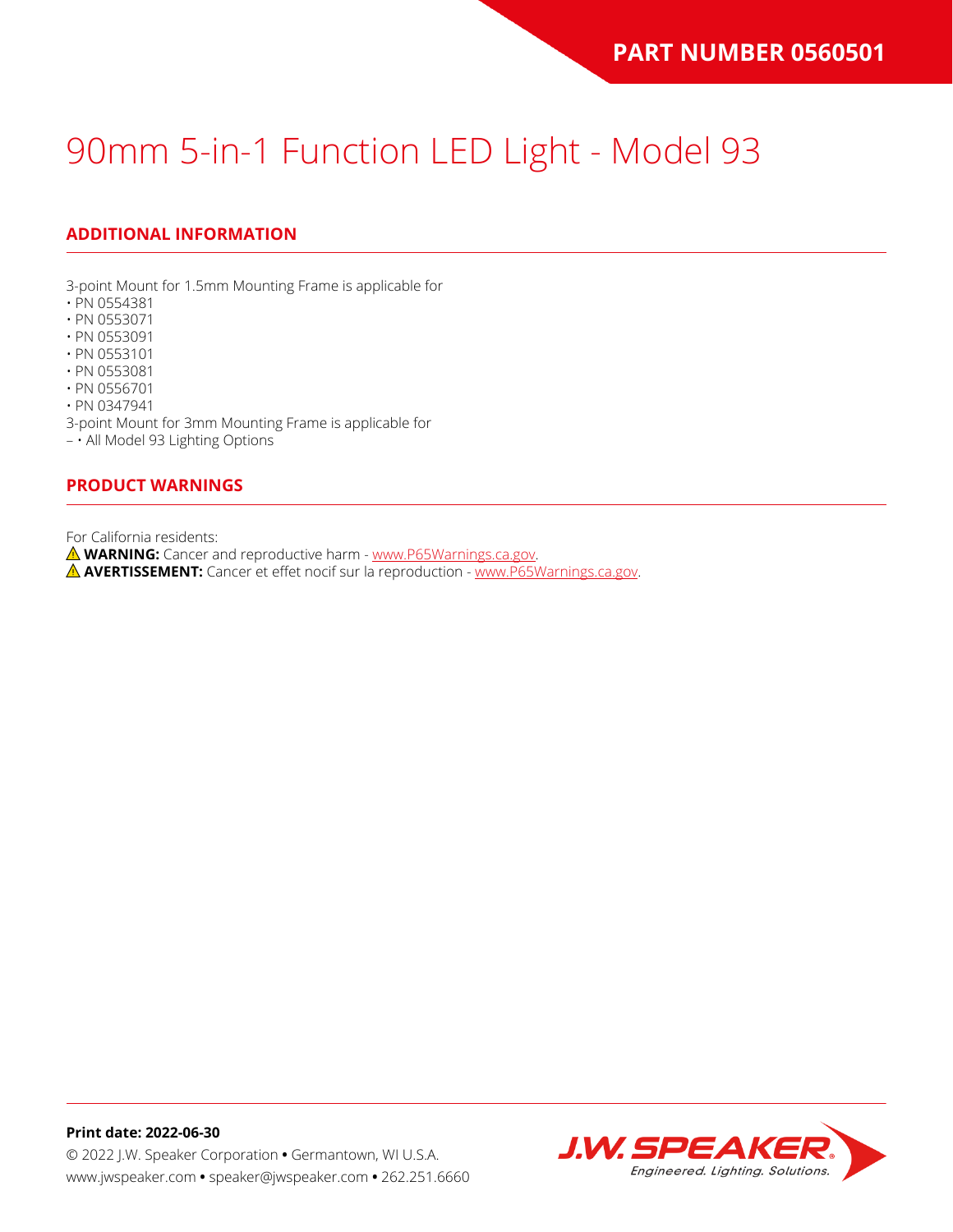# 90mm 5-in-1 Function LED Light - Model 93

## ADDITIONAL INFORMATION

3-point Mount for 1.5mm Mounting Frame is applicable for
- PN 0554381
- PN 0553071
- PN 0553091
- PN 0553101
- PN 0553081
- PN 0556701
- PN 0347941

3-point Mount for 3mm Mounting Frame is applicable for
– • All Model 93 Lighting Options

## PRODUCT WARNINGS

For California residents:
⚠ **WARNING:** Cancer and reproductive harm - www.P65Warnings.ca.gov.
⚠ **AVERTISSEMENT:** Cancer et effet nocif sur la reproduction - www.P65Warnings.ca.gov.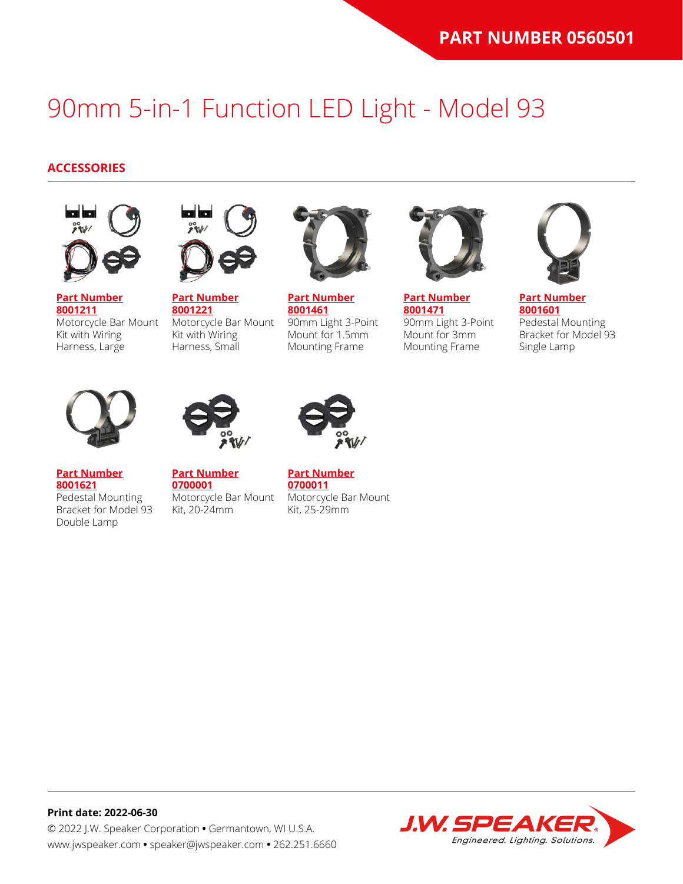PART NUMBER 0560501

# 90mm 5-in-1 Function LED Light - Model 93

## ACCESSORIES

**Part Number 8001211**
Motorcycle Bar Mount Kit with Wiring Harness, Large

**Part Number 8001221**
Motorcycle Bar Mount Kit with Wiring Harness, Small

**Part Number 8001461**
90mm Light 3-Point Mount for 1.5mm Mounting Frame

**Part Number 8001471**
90mm Light 3-Point Mount for 3mm Mounting Frame

**Part Number 8001601**
Pedestal Mounting Bracket for Model 93 Single Lamp

**Part Number 8001621**
Pedestal Mounting Bracket for Model 93 Double Lamp

**Part Number 0700001**
Motorcycle Bar Mount Kit, 20-24mm

**Part Number 0700011**
Motorcycle Bar Mount Kit, 25-29mm

**Print date: 2022-06-30**
© 2022 J.W. Speaker Corporation • Germantown, WI U.S.A.
www.jwspeaker.com • speaker@jwspeaker.com • 262.251.6660

J.W. SPEAKER
Engineered. Lighting. Solutions.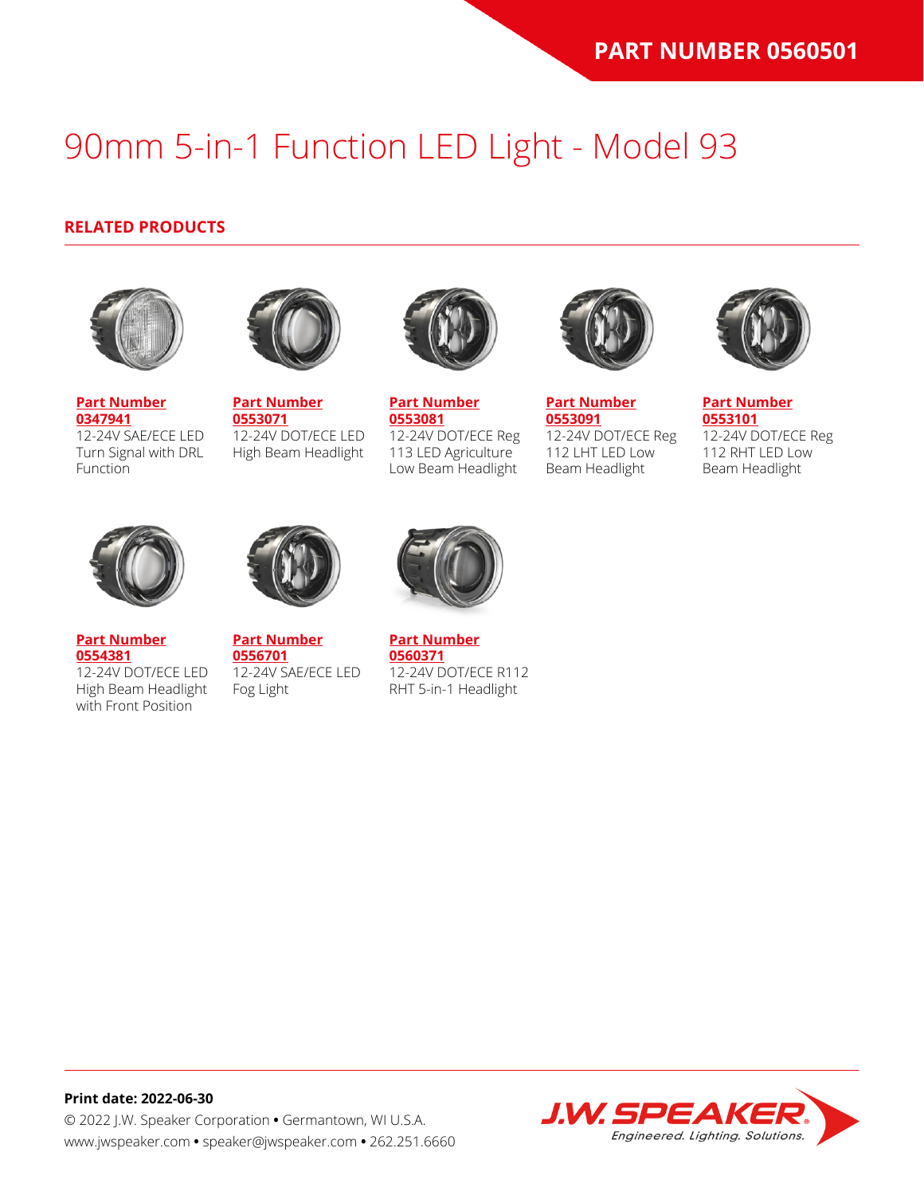# 90mm 5-in-1 Function LED Light - Model 93

## RELATED PRODUCTS

**Part Number 0347941**
12-24V SAE/ECE LED Turn Signal with DRL Function

**Part Number 0553071**
12-24V DOT/ECE LED High Beam Headlight

**Part Number 0553081**
12-24V DOT/ECE Reg 113 LED Agriculture Low Beam Headlight

**Part Number 0553091**
12-24V DOT/ECE Reg 112 LHT LED Low Beam Headlight

**Part Number 0553101**
12-24V DOT/ECE Reg 112 RHT LED Low Beam Headlight

**Part Number 0554381**
12-24V DOT/ECE LED High Beam Headlight with Front Position

**Part Number 0556701**
12-24V SAE/ECE LED Fog Light

**Part Number 0560371**
12-24V DOT/ECE R112 RHT 5-in-1 Headlight